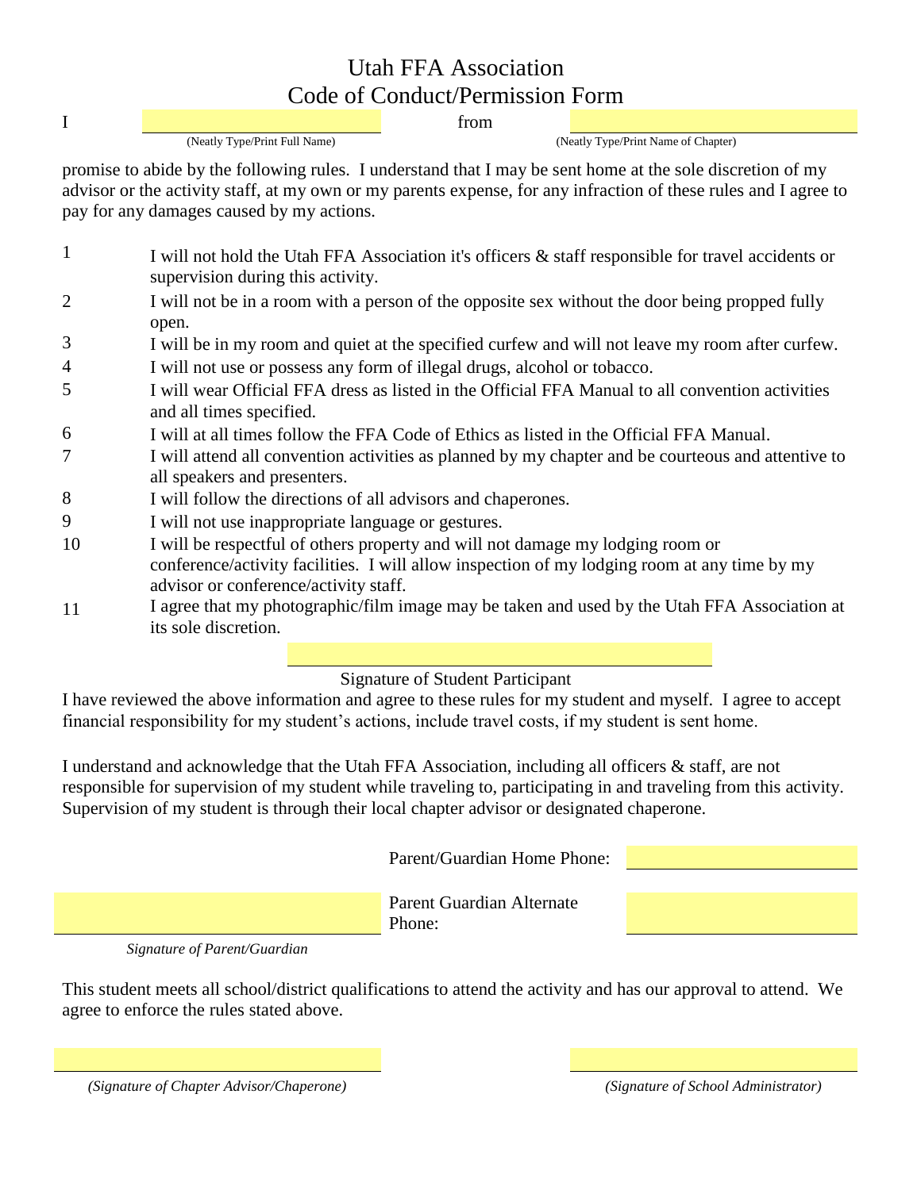# Utah FFA Association
## Code of Conduct/Permission Form

I ______________________ from ______________________

(Neatly Type/Print Full Name) (Neatly Type/Print Name of Chapter)

promise to abide by the following rules. I understand that I may be sent home at the sole discretion of my advisor or the activity staff, at my own or my parents expense, for any infraction of these rules and I agree to pay for any damages caused by my actions.

1. I will not hold the Utah FFA Association it's officers & staff responsible for travel accidents or supervision during this activity.
2. I will not be in a room with a person of the opposite sex without the door being propped fully open.
3. I will be in my room and quiet at the specified curfew and will not leave my room after curfew.
4. I will not use or possess any form of illegal drugs, alcohol or tobacco.
5. I will wear Official FFA dress as listed in the Official FFA Manual to all convention activities and all times specified.
6. I will at all times follow the FFA Code of Ethics as listed in the Official FFA Manual.
7. I will attend all convention activities as planned by my chapter and be courteous and attentive to all speakers and presenters.
8. I will follow the directions of all advisors and chaperones.
9. I will not use inappropriate language or gestures.
10. I will be respectful of others property and will not damage my lodging room or conference/activity facilities. I will allow inspection of my lodging room at any time by my advisor or conference/activity staff.
11. I agree that my photographic/film image may be taken and used by the Utah FFA Association at its sole discretion.

______________________

Signature of Student Participant

I have reviewed the above information and agree to these rules for my student and myself. I agree to accept financial responsibility for my student's actions, include travel costs, if my student is sent home.

I understand and acknowledge that the Utah FFA Association, including all officers & staff, are not responsible for supervision of my student while traveling to, participating in and traveling from this activity. Supervision of my student is through their local chapter advisor or designated chaperone.

Parent/Guardian Home Phone: ______________________

Parent Guardian Alternate Phone: ______________________

______________________

*Signature of Parent/Guardian*

This student meets all school/district qualifications to attend the activity and has our approval to attend. We agree to enforce the rules stated above.

______________________ ______________________

*(Signature of Chapter Advisor/Chaperone)* *(Signature of School Administrator)*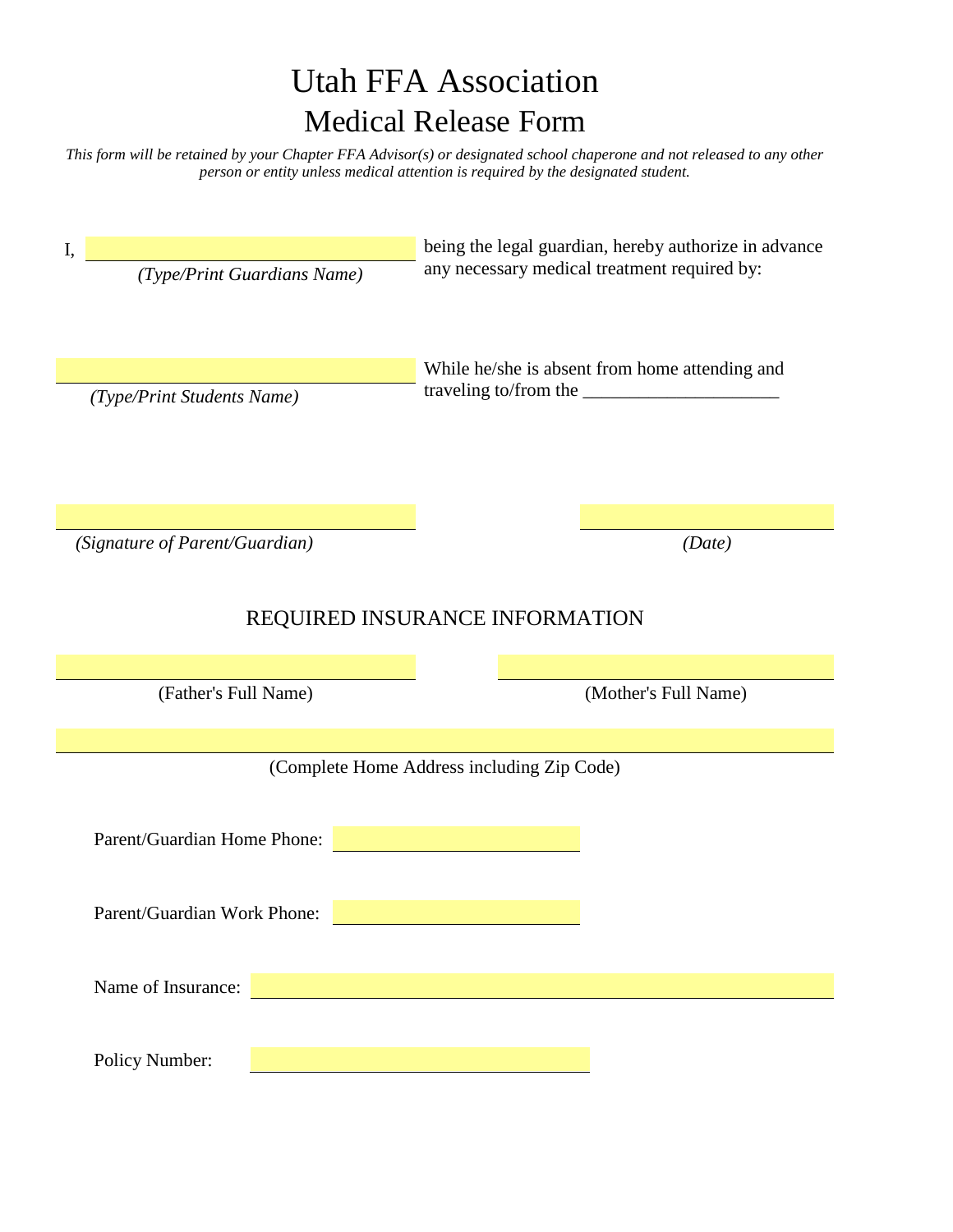# Utah FFA Association
## Medical Release Form

*This form will be retained by your Chapter FFA Advisor(s) or designated school chaperone and not released to any other person or entity unless medical attention is required by the designated student.*

I, ______________________________ being the legal guardian, hereby authorize in advance any necessary medical treatment required by:
*(Type/Print Guardians Name)*

______________________________ While he/she is absent from home attending and traveling to/from the _____________________
*(Type/Print Students Name)*

______________________________ ______________________________
*(Signature of Parent/Guardian)* *(Date)*

### REQUIRED INSURANCE INFORMATION

______________________________ ______________________________
(Father's Full Name) (Mother's Full Name)

____________________________________________________________
(Complete Home Address including Zip Code)

Parent/Guardian Home Phone: ______________________________

Parent/Guardian Work Phone: ______________________________

Name of Insurance: ______________________________

Policy Number: ______________________________